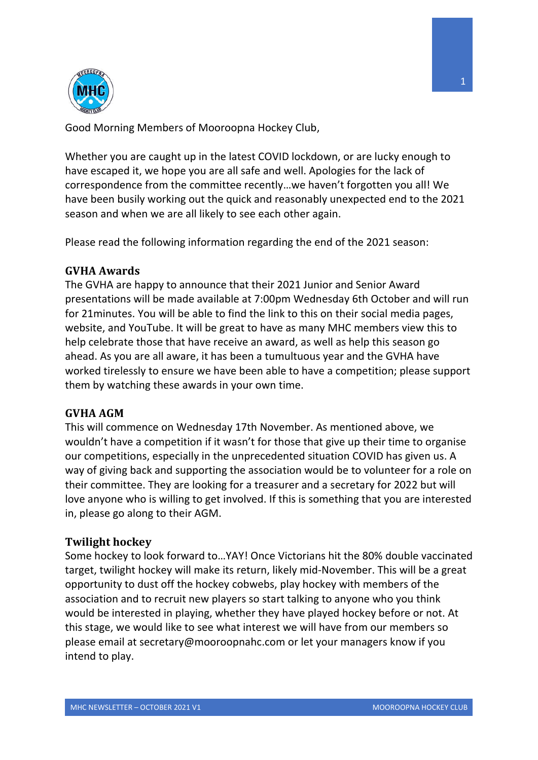Good Morning Members of Mooroopna Hockey Club,

Whether you are caught up in the latest COVID lockdown, or are lucky enough to have escaped it, we hope you are all safe and well. Apologies for the lack of correspondence from the committee recently…we haven't forgotten you all! We have been busily working out the quick and reasonably unexpected end to the 2021 season and when we are all likely to see each other again.

Please read the following information regarding the end of the 2021 season:

## GVHA Awards

The GVHA are happy to announce that their 2021 Junior and Senior Award presentations will be made available at 7:00pm Wednesday 6th October and will run for 21minutes. You will be able to find the link to this on their social media pages, website, and YouTube. It will be great to have as many MHC members view this to help celebrate those that have receive an award, as well as help this season go ahead. As you are all aware, it has been a tumultuous year and the GVHA have worked tirelessly to ensure we have been able to have a competition; please support them by watching these awards in your own time.

## GVHA AGM

This will commence on Wednesday 17th November. As mentioned above, we wouldn't have a competition if it wasn't for those that give up their time to organise our competitions, especially in the unprecedented situation COVID has given us. A way of giving back and supporting the association would be to volunteer for a role on their committee. They are looking for a treasurer and a secretary for 2022 but will love anyone who is willing to get involved. If this is something that you are interested in, please go along to their AGM.

## Twilight hockey

Some hockey to look forward to…YAY! Once Victorians hit the 80% double vaccinated target, twilight hockey will make its return, likely mid-November. This will be a great opportunity to dust off the hockey cobwebs, play hockey with members of the association and to recruit new players so start talking to anyone who you think would be interested in playing, whether they have played hockey before or not. At this stage, we would like to see what interest we will have from our members so please email at secretary@mooroopnahc.com or let your managers know if you intend to play.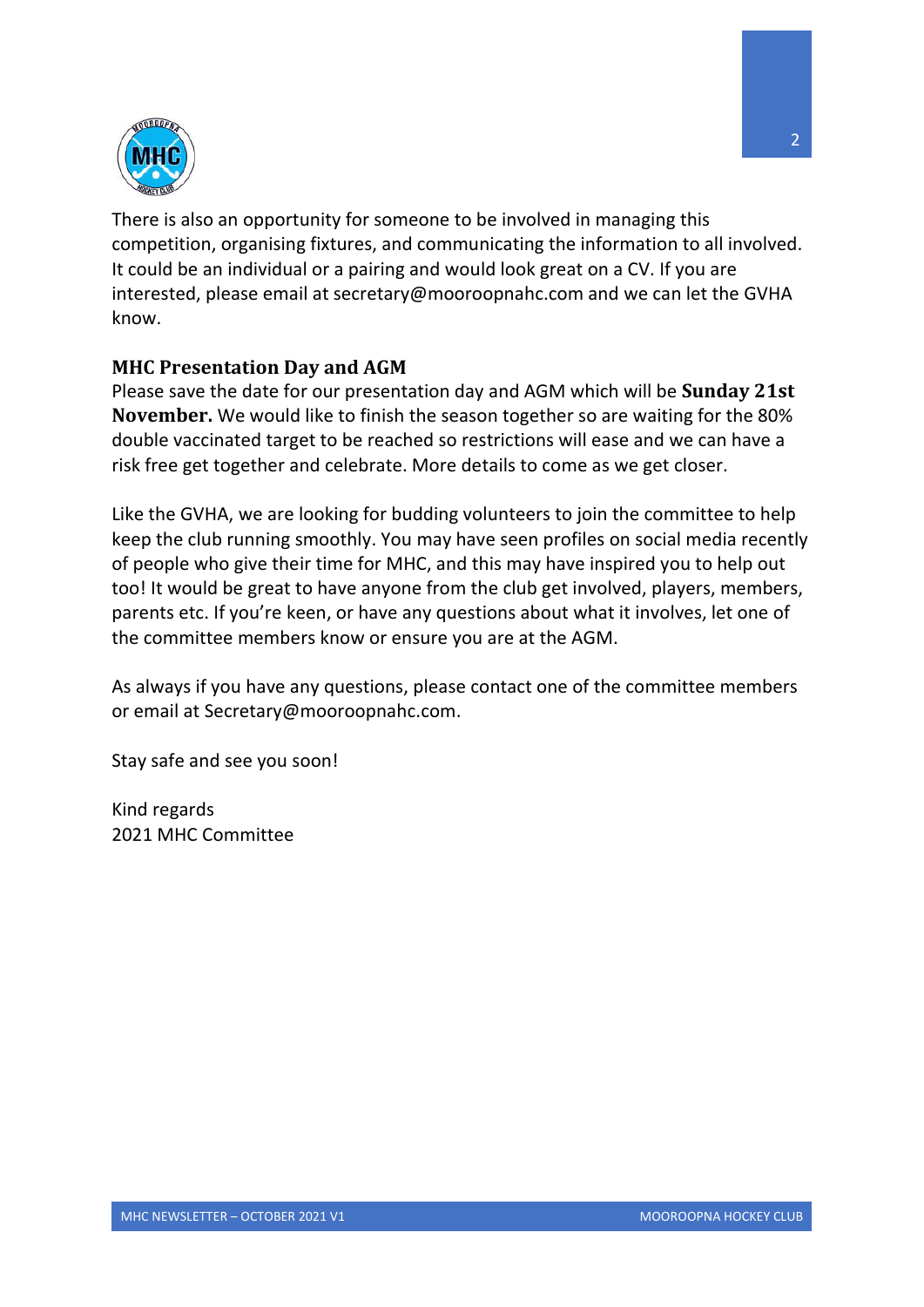There is also an opportunity for someone to be involved in managing this competition, organising fixtures, and communicating the information to all involved. It could be an individual or a pairing and would look great on a CV. If you are interested, please email at secretary@mooroopnahc.com and we can let the GVHA know.

## MHC Presentation Day and AGM

Please save the date for our presentation day and AGM which will be **Sunday 21st November.** We would like to finish the season together so are waiting for the 80% double vaccinated target to be reached so restrictions will ease and we can have a risk free get together and celebrate. More details to come as we get closer.

Like the GVHA, we are looking for budding volunteers to join the committee to help keep the club running smoothly. You may have seen profiles on social media recently of people who give their time for MHC, and this may have inspired you to help out too! It would be great to have anyone from the club get involved, players, members, parents etc. If you're keen, or have any questions about what it involves, let one of the committee members know or ensure you are at the AGM.

As always if you have any questions, please contact one of the committee members or email at Secretary@mooroopnahc.com.

Stay safe and see you soon!

Kind regards
2021 MHC Committee